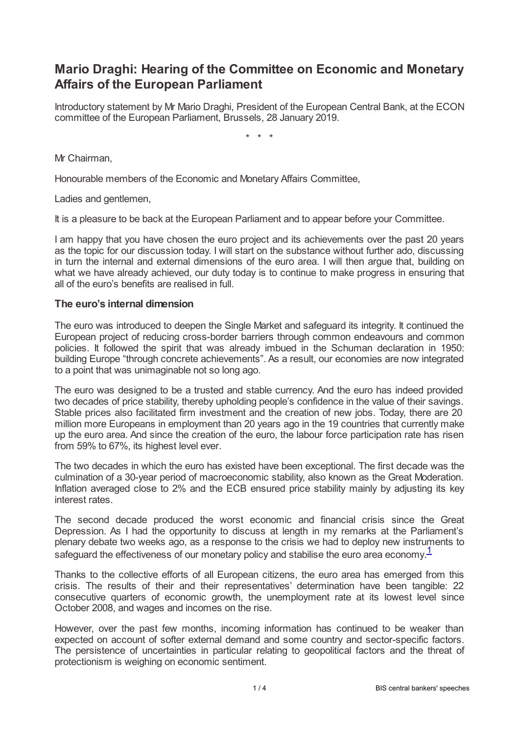# Mario Draghi: Hearing of the Committee on Economic and Monetary Affairs of the European Parliament

Introductory statement by Mr Mario Draghi, President of the European Central Bank, at the ECON committee of the European Parliament, Brussels, 28 January 2019.

\* \* \*

Mr Chairman,

Honourable members of the Economic and Monetary Affairs Committee,

Ladies and gentlemen,

It is a pleasure to be back at the European Parliament and to appear before your Committee.

I am happy that you have chosen the euro project and its achievements over the past 20 years as the topic for our discussion today. I will start on the substance without further ado, discussing in turn the internal and external dimensions of the euro area. I will then argue that, building on what we have already achieved, our duty today is to continue to make progress in ensuring that all of the euro's benefits are realised in full.

### The euro's internal dimension

The euro was introduced to deepen the Single Market and safeguard its integrity. It continued the European project of reducing cross-border barriers through common endeavours and common policies. It followed the spirit that was already imbued in the Schuman declaration in 1950: building Europe "through concrete achievements". As a result, our economies are now integrated to a point that was unimaginable not so long ago.

The euro was designed to be a trusted and stable currency. And the euro has indeed provided two decades of price stability, thereby upholding people's confidence in the value of their savings. Stable prices also facilitated firm investment and the creation of new jobs. Today, there are 20 million more Europeans in employment than 20 years ago in the 19 countries that currently make up the euro area. And since the creation of the euro, the labour force participation rate has risen from 59% to 67%, its highest level ever.

The two decades in which the euro has existed have been exceptional. The first decade was the culmination of a 30-year period of macroeconomic stability, also known as the Great Moderation. Inflation averaged close to 2% and the ECB ensured price stability mainly by adjusting its key interest rates.

The second decade produced the worst economic and financial crisis since the Great Depression. As I had the opportunity to discuss at length in my remarks at the Parliament's plenary debate two weeks ago, as a response to the crisis we had to deploy new instruments to safeguard the effectiveness of our monetary policy and stabilise the euro area economy.[1]

Thanks to the collective efforts of all European citizens, the euro area has emerged from this crisis. The results of their and their representatives' determination have been tangible: 22 consecutive quarters of economic growth, the unemployment rate at its lowest level since October 2008, and wages and incomes on the rise.

However, over the past few months, incoming information has continued to be weaker than expected on account of softer external demand and some country and sector-specific factors. The persistence of uncertainties in particular relating to geopolitical factors and the threat of protectionism is weighing on economic sentiment.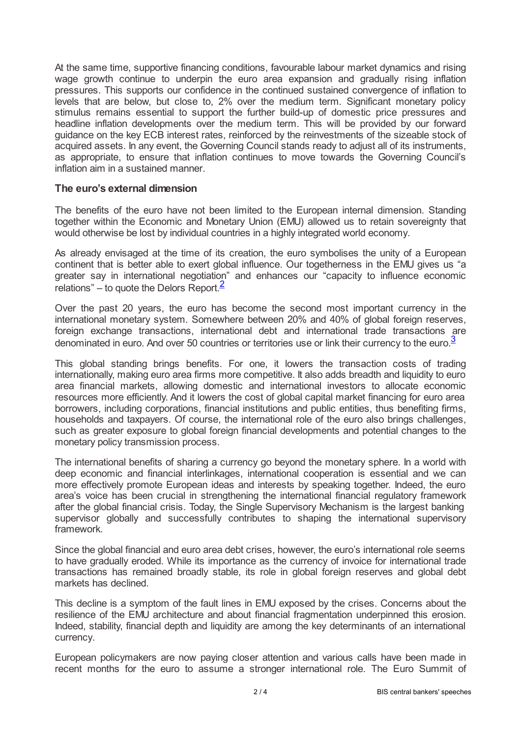At the same time, supportive financing conditions, favourable labour market dynamics and rising wage growth continue to underpin the euro area expansion and gradually rising inflation pressures. This supports our confidence in the continued sustained convergence of inflation to levels that are below, but close to, 2% over the medium term. Significant monetary policy stimulus remains essential to support the further build-up of domestic price pressures and headline inflation developments over the medium term. This will be provided by our forward guidance on the key ECB interest rates, reinforced by the reinvestments of the sizeable stock of acquired assets. In any event, the Governing Council stands ready to adjust all of its instruments, as appropriate, to ensure that inflation continues to move towards the Governing Council's inflation aim in a sustained manner.

### The euro's external dimension

The benefits of the euro have not been limited to the European internal dimension. Standing together within the Economic and Monetary Union (EMU) allowed us to retain sovereignty that would otherwise be lost by individual countries in a highly integrated world economy.

As already envisaged at the time of its creation, the euro symbolises the unity of a European continent that is better able to exert global influence. Our togetherness in the EMU gives us "a greater say in international negotiation" and enhances our "capacity to influence economic relations" – to quote the Delors Report.[2]

Over the past 20 years, the euro has become the second most important currency in the international monetary system. Somewhere between 20% and 40% of global foreign reserves, foreign exchange transactions, international debt and international trade transactions are denominated in euro. And over 50 countries or territories use or link their currency to the euro.[3]

This global standing brings benefits. For one, it lowers the transaction costs of trading internationally, making euro area firms more competitive. It also adds breadth and liquidity to euro area financial markets, allowing domestic and international investors to allocate economic resources more efficiently. And it lowers the cost of global capital market financing for euro area borrowers, including corporations, financial institutions and public entities, thus benefiting firms, households and taxpayers. Of course, the international role of the euro also brings challenges, such as greater exposure to global foreign financial developments and potential changes to the monetary policy transmission process.

The international benefits of sharing a currency go beyond the monetary sphere. In a world with deep economic and financial interlinkages, international cooperation is essential and we can more effectively promote European ideas and interests by speaking together. Indeed, the euro area's voice has been crucial in strengthening the international financial regulatory framework after the global financial crisis. Today, the Single Supervisory Mechanism is the largest banking supervisor globally and successfully contributes to shaping the international supervisory framework.

Since the global financial and euro area debt crises, however, the euro's international role seems to have gradually eroded. While its importance as the currency of invoice for international trade transactions has remained broadly stable, its role in global foreign reserves and global debt markets has declined.

This decline is a symptom of the fault lines in EMU exposed by the crises. Concerns about the resilience of the EMU architecture and about financial fragmentation underpinned this erosion. Indeed, stability, financial depth and liquidity are among the key determinants of an international currency.

European policymakers are now paying closer attention and various calls have been made in recent months for the euro to assume a stronger international role. The Euro Summit of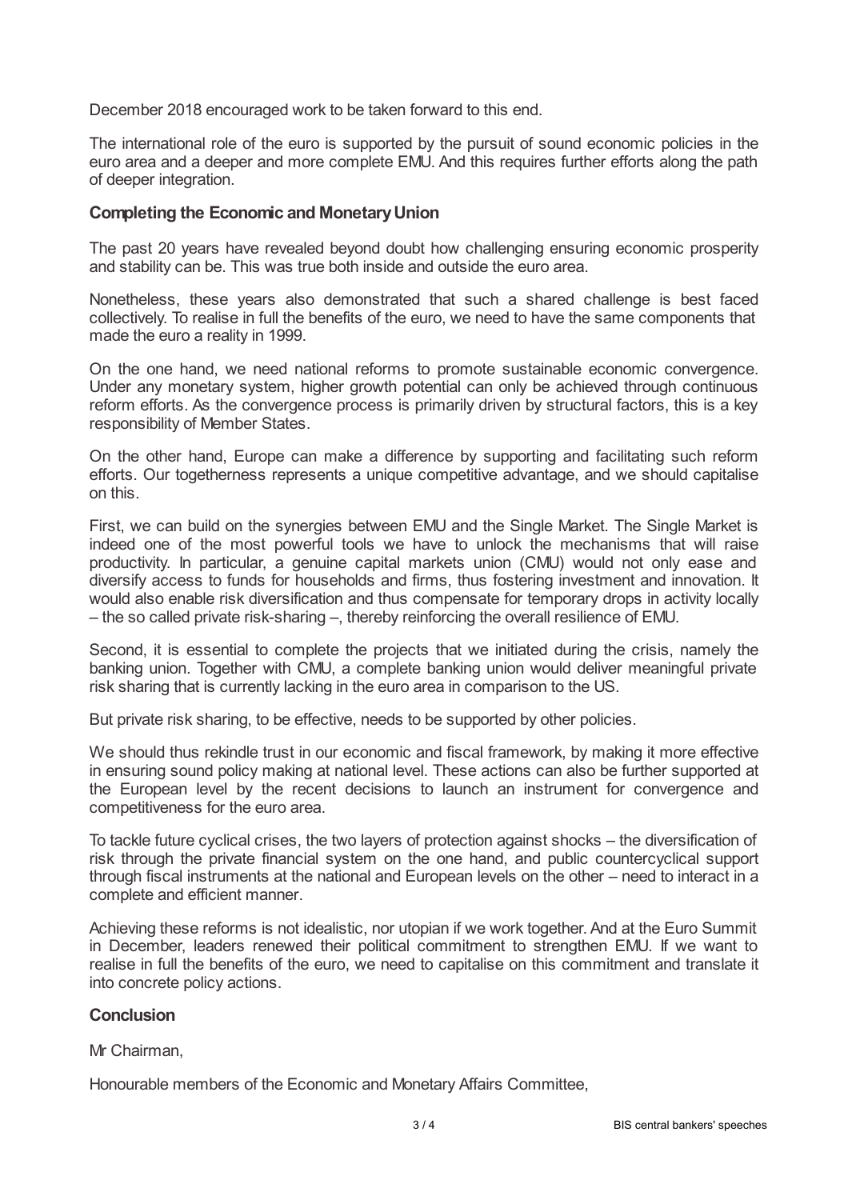December 2018 encouraged work to be taken forward to this end.

The international role of the euro is supported by the pursuit of sound economic policies in the euro area and a deeper and more complete EMU. And this requires further efforts along the path of deeper integration.

### Completing the Economic and Monetary Union

The past 20 years have revealed beyond doubt how challenging ensuring economic prosperity and stability can be. This was true both inside and outside the euro area.

Nonetheless, these years also demonstrated that such a shared challenge is best faced collectively. To realise in full the benefits of the euro, we need to have the same components that made the euro a reality in 1999.

On the one hand, we need national reforms to promote sustainable economic convergence. Under any monetary system, higher growth potential can only be achieved through continuous reform efforts. As the convergence process is primarily driven by structural factors, this is a key responsibility of Member States.

On the other hand, Europe can make a difference by supporting and facilitating such reform efforts. Our togetherness represents a unique competitive advantage, and we should capitalise on this.

First, we can build on the synergies between EMU and the Single Market. The Single Market is indeed one of the most powerful tools we have to unlock the mechanisms that will raise productivity. In particular, a genuine capital markets union (CMU) would not only ease and diversify access to funds for households and firms, thus fostering investment and innovation. It would also enable risk diversification and thus compensate for temporary drops in activity locally – the so called private risk-sharing –, thereby reinforcing the overall resilience of EMU.

Second, it is essential to complete the projects that we initiated during the crisis, namely the banking union. Together with CMU, a complete banking union would deliver meaningful private risk sharing that is currently lacking in the euro area in comparison to the US.

But private risk sharing, to be effective, needs to be supported by other policies.

We should thus rekindle trust in our economic and fiscal framework, by making it more effective in ensuring sound policy making at national level. These actions can also be further supported at the European level by the recent decisions to launch an instrument for convergence and competitiveness for the euro area.

To tackle future cyclical crises, the two layers of protection against shocks – the diversification of risk through the private financial system on the one hand, and public countercyclical support through fiscal instruments at the national and European levels on the other – need to interact in a complete and efficient manner.

Achieving these reforms is not idealistic, nor utopian if we work together. And at the Euro Summit in December, leaders renewed their political commitment to strengthen EMU. If we want to realise in full the benefits of the euro, we need to capitalise on this commitment and translate it into concrete policy actions.

### Conclusion

Mr Chairman,

Honourable members of the Economic and Monetary Affairs Committee,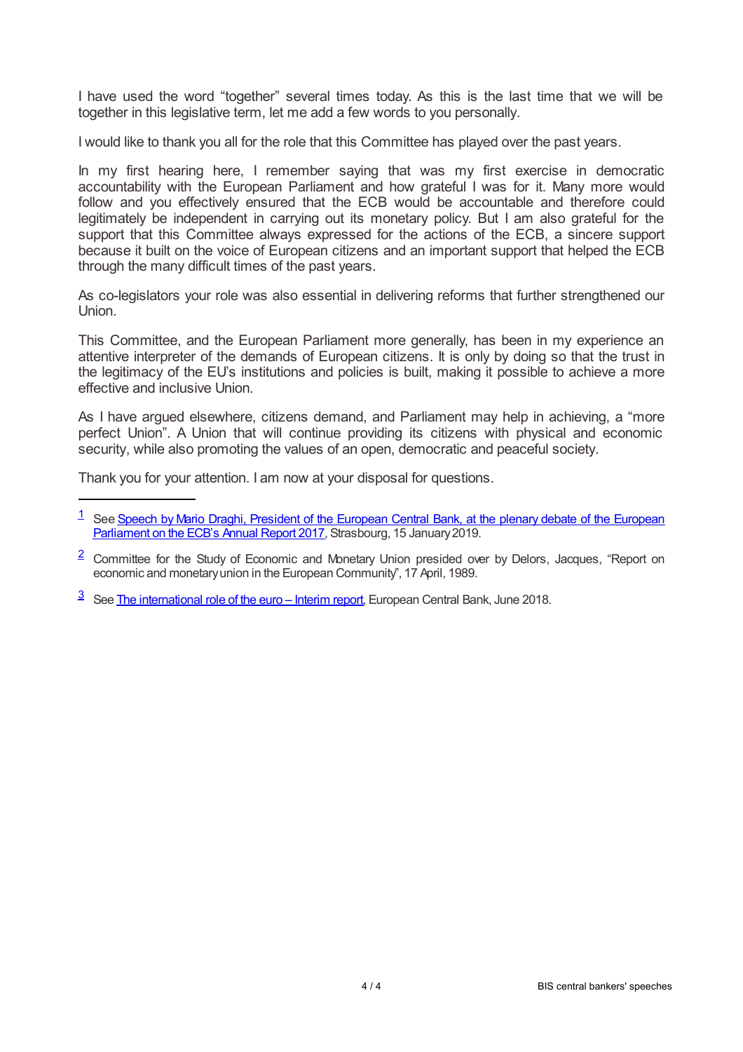I have used the word "together" several times today. As this is the last time that we will be together in this legislative term, let me add a few words to you personally.

I would like to thank you all for the role that this Committee has played over the past years.

In my first hearing here, I remember saying that was my first exercise in democratic accountability with the European Parliament and how grateful I was for it. Many more would follow and you effectively ensured that the ECB would be accountable and therefore could legitimately be independent in carrying out its monetary policy. But I am also grateful for the support that this Committee always expressed for the actions of the ECB, a sincere support because it built on the voice of European citizens and an important support that helped the ECB through the many difficult times of the past years.

As co-legislators your role was also essential in delivering reforms that further strengthened our Union.

This Committee, and the European Parliament more generally, has been in my experience an attentive interpreter of the demands of European citizens. It is only by doing so that the trust in the legitimacy of the EU's institutions and policies is built, making it possible to achieve a more effective and inclusive Union.

As I have argued elsewhere, citizens demand, and Parliament may help in achieving, a "more perfect Union". A Union that will continue providing its citizens with physical and economic security, while also promoting the values of an open, democratic and peaceful society.

Thank you for your attention. I am now at your disposal for questions.

---

[1] See Speech by Mario Draghi, President of the European Central Bank, at the plenary debate of the European Parliament on the ECB's Annual Report 2017, Strasbourg, 15 January 2019.

[2] Committee for the Study of Economic and Monetary Union presided over by Delors, Jacques, "Report on economic and monetary union in the European Community", 17 April, 1989.

[3] See The international role of the euro – Interim report, European Central Bank, June 2018.